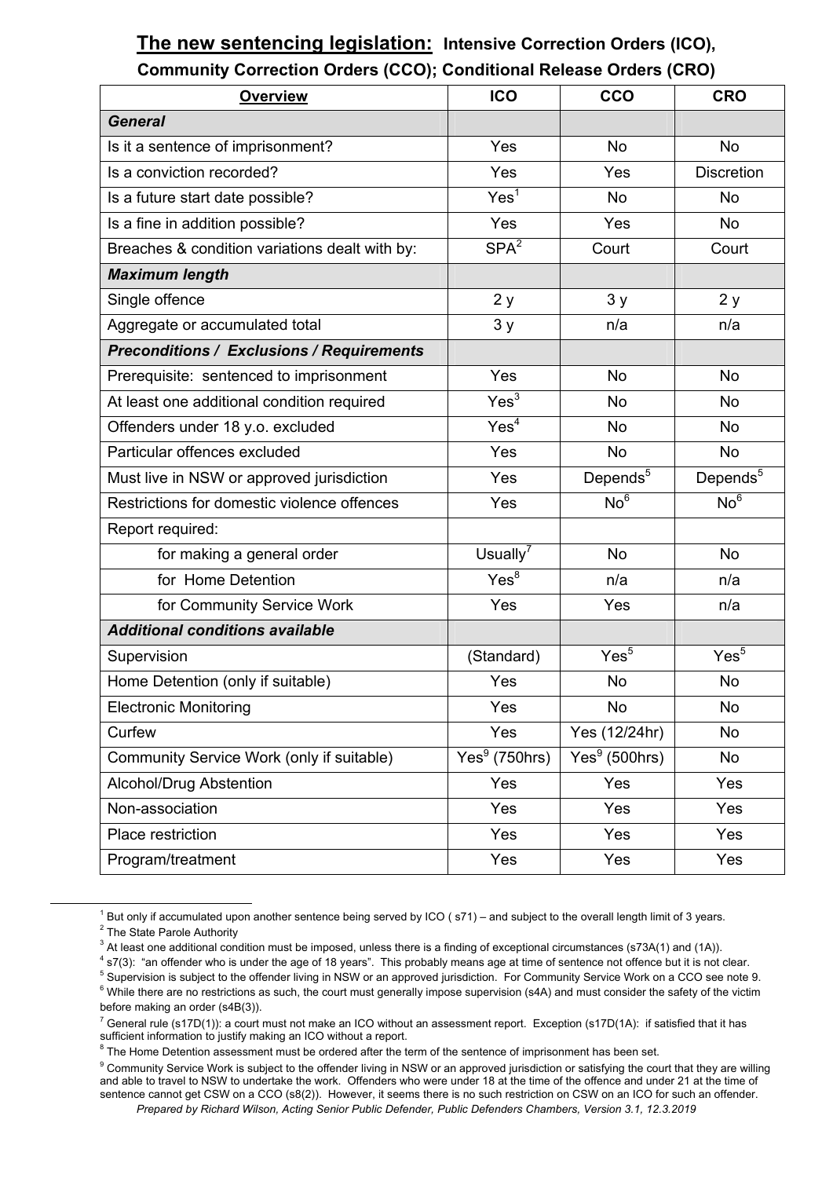# The new sentencing legislation: Intensive Correction Orders (ICO), Community Correction Orders (CCO); Conditional Release Orders (CRO)

| **Overview** | **ICO** | **CCO** | **CRO** |
|---|---|---|---|
| ***General*** | | | |
| Is it a sentence of imprisonment? | Yes | No | No |
| Is a conviction recorded? | Yes | Yes | Discretion |
| Is a future start date possible? | Yes[1] | No | No |
| Is a fine in addition possible? | Yes | Yes | No |
| Breaches & condition variations dealt with by: | SPA[2] | Court | Court |
| ***Maximum length*** | | | |
| Single offence | 2 y | 3 y | 2 y |
| Aggregate or accumulated total | 3 y | n/a | n/a |
| ***Preconditions / Exclusions / Requirements*** | | | |
| Prerequisite: sentenced to imprisonment | Yes | No | No |
| At least one additional condition required | Yes[3] | No | No |
| Offenders under 18 y.o. excluded | Yes[4] | No | No |
| Particular offences excluded | Yes | No | No |
| Must live in NSW or approved jurisdiction | Yes | Depends[5] | Depends[5] |
| Restrictions for domestic violence offences | Yes | No[6] | No[6] |
| Report required: | | | |
| for making a general order | Usually[7] | No | No |
| for Home Detention | Yes[8] | n/a | n/a |
| for Community Service Work | Yes | Yes | n/a |
| ***Additional conditions available*** | | | |
| Supervision | (Standard) | Yes[5] | Yes[5] |
| Home Detention (only if suitable) | Yes | No | No |
| Electronic Monitoring | Yes | No | No |
| Curfew | Yes | Yes (12/24hr) | No |
| Community Service Work (only if suitable) | Yes[9] (750hrs) | Yes[9] (500hrs) | No |
| Alcohol/Drug Abstention | Yes | Yes | Yes |
| Non-association | Yes | Yes | Yes |
| Place restriction | Yes | Yes | Yes |
| Program/treatment | Yes | Yes | Yes |

[1] But only if accumulated upon another sentence being served by ICO ( s71) – and subject to the overall length limit of 3 years.

[2] The State Parole Authority

[3] At least one additional condition must be imposed, unless there is a finding of exceptional circumstances (s73A(1) and (1A)).

[4] s7(3): "an offender who is under the age of 18 years". This probably means age at time of sentence not offence but it is not clear.

[5] Supervision is subject to the offender living in NSW or an approved jurisdiction. For Community Service Work on a CCO see note 9.

[6] While there are no restrictions as such, the court must generally impose supervision (s4A) and must consider the safety of the victim before making an order (s4B(3)).

[7] General rule (s17D(1)): a court must not make an ICO without an assessment report. Exception (s17D(1A): if satisfied that it has sufficient information to justify making an ICO without a report.

[8] The Home Detention assessment must be ordered after the term of the sentence of imprisonment has been set.

[9] Community Service Work is subject to the offender living in NSW or an approved jurisdiction or satisfying the court that they are willing and able to travel to NSW to undertake the work. Offenders who were under 18 at the time of the offence and under 21 at the time of sentence cannot get CSW on a CCO (s8(2)). However, it seems there is no such restriction on CSW on an ICO for such an offender.

*Prepared by Richard Wilson, Acting Senior Public Defender, Public Defenders Chambers, Version 3.1, 12.3.2019*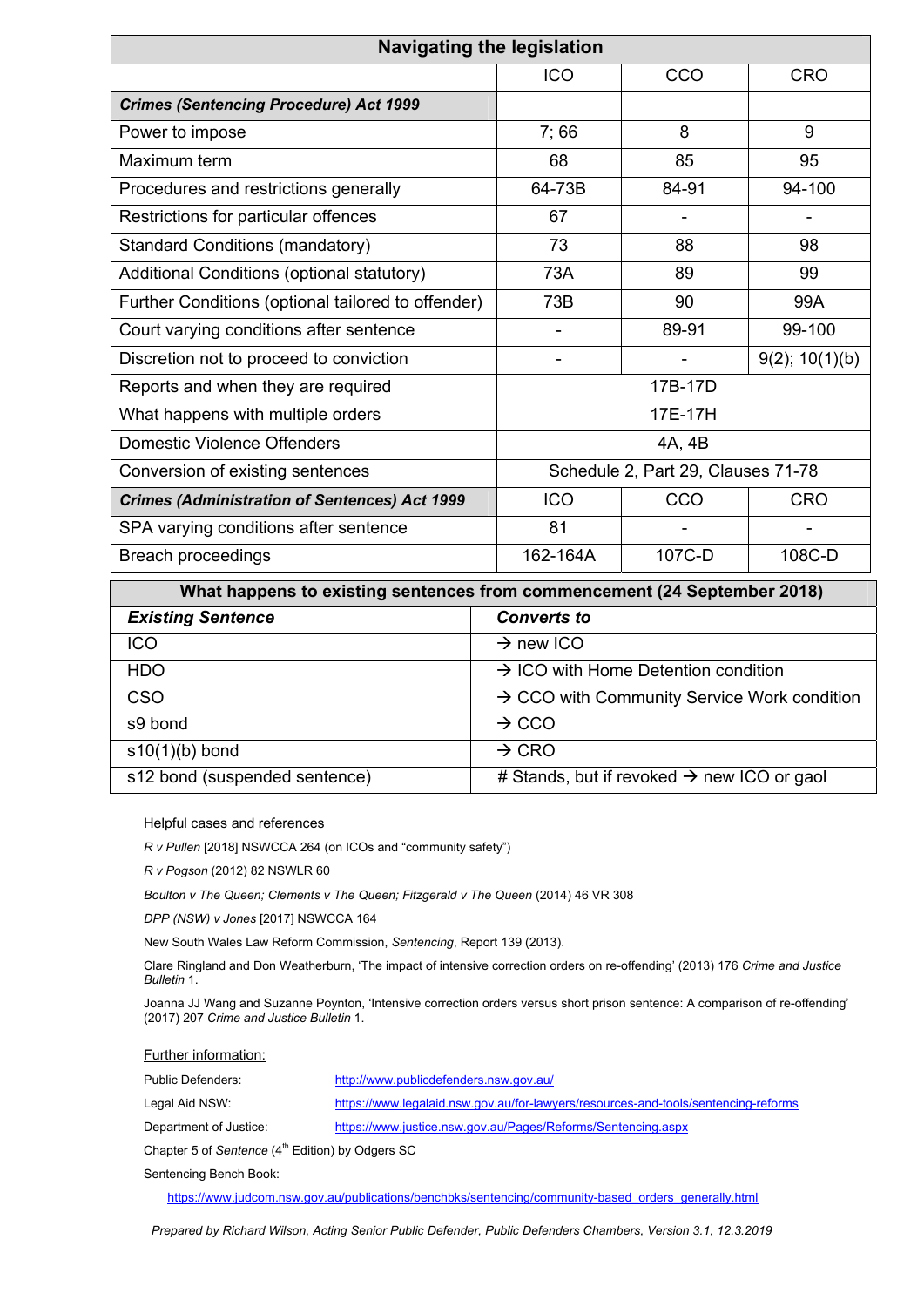| Navigating the legislation | | | |
|---|---|---|---|
| | ICO | CCO | CRO |
| ***Crimes (Sentencing Procedure) Act 1999*** | | | |
| Power to impose | 7; 66 | 8 | 9 |
| Maximum term | 68 | 85 | 95 |
| Procedures and restrictions generally | 64-73B | 84-91 | 94-100 |
| Restrictions for particular offences | 67 | - | - |
| Standard Conditions (mandatory) | 73 | 88 | 98 |
| Additional Conditions (optional statutory) | 73A | 89 | 99 |
| Further Conditions (optional tailored to offender) | 73B | 90 | 99A |
| Court varying conditions after sentence | - | 89-91 | 99-100 |
| Discretion not to proceed to conviction | - | - | 9(2); 10(1)(b) |
| Reports and when they are required | 17B-17D | | |
| What happens with multiple orders | 17E-17H | | |
| Domestic Violence Offenders | 4A, 4B | | |
| Conversion of existing sentences | Schedule 2, Part 29, Clauses 71-78 | | |
| ***Crimes (Administration of Sentences) Act 1999*** | ICO | CCO | CRO |
| SPA varying conditions after sentence | 81 | - | - |
| Breach proceedings | 162-164A | 107C-D | 108C-D |

| What happens to existing sentences from commencement (24 September 2018) | |
|---|---|
| ***Existing Sentence*** | ***Converts to*** |
| ICO | → new ICO |
| HDO | → ICO with Home Detention condition |
| CSO | → CCO with Community Service Work condition |
| s9 bond | → CCO |
| s10(1)(b) bond | → CRO |
| s12 bond (suspended sentence) | # Stands, but if revoked → new ICO or gaol |

Helpful cases and references

*R v Pullen* [2018] NSWCCA 264 (on ICOs and "community safety")

*R v Pogson* (2012) 82 NSWLR 60

*Boulton v The Queen; Clements v The Queen; Fitzgerald v The Queen* (2014) 46 VR 308

*DPP (NSW) v Jones* [2017] NSWCCA 164

New South Wales Law Reform Commission, *Sentencing*, Report 139 (2013).

Clare Ringland and Don Weatherburn, 'The impact of intensive correction orders on re-offending' (2013) 176 *Crime and Justice Bulletin* 1.

Joanna JJ Wang and Suzanne Poynton, 'Intensive correction orders versus short prison sentence: A comparison of re-offending' (2017) 207 *Crime and Justice Bulletin* 1.

Further information:

Public Defenders: http://www.publicdefenders.nsw.gov.au/

Legal Aid NSW: https://www.legalaid.nsw.gov.au/for-lawyers/resources-and-tools/sentencing-reforms

Department of Justice: https://www.justice.nsw.gov.au/Pages/Reforms/Sentencing.aspx

Chapter 5 of *Sentence* (4th Edition) by Odgers SC

Sentencing Bench Book:

https://www.judcom.nsw.gov.au/publications/benchbks/sentencing/community-based_orders_generally.html

*Prepared by Richard Wilson, Acting Senior Public Defender, Public Defenders Chambers, Version 3.1, 12.3.2019*